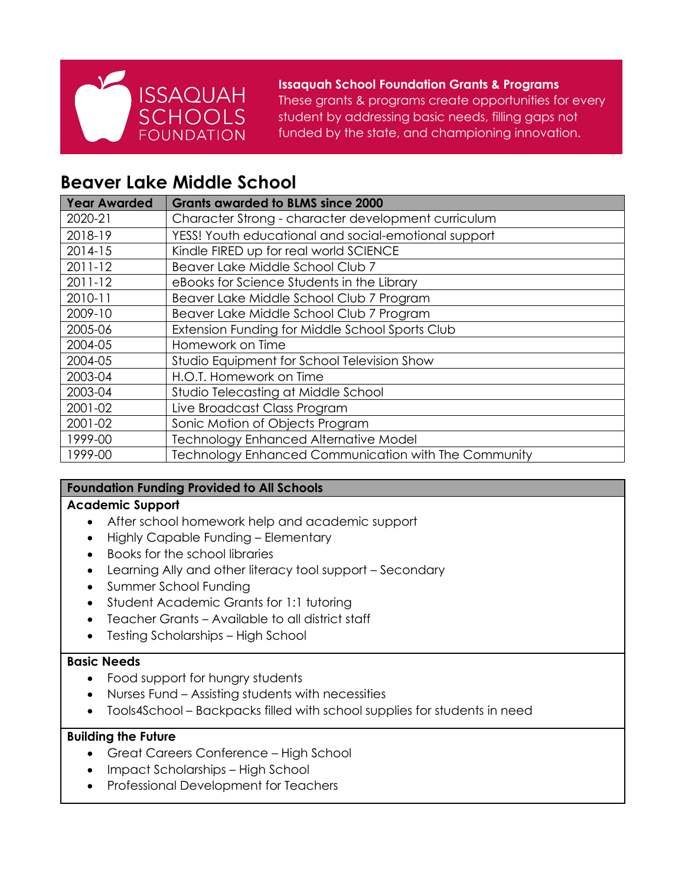ISSAQUAH SCHOOLS FOUNDATION

**Issaquah School Foundation Grants & Programs**
These grants & programs create opportunities for every student by addressing basic needs, filling gaps not funded by the state, and championing innovation.

## Beaver Lake Middle School

| Year Awarded | Grants awarded to BLMS since 2000 |
|---|---|
| 2020-21 | Character Strong - character development curriculum |
| 2018-19 | YESS! Youth educational and social-emotional support |
| 2014-15 | Kindle FIRED up for real world SCIENCE |
| 2011-12 | Beaver Lake Middle School Club 7 |
| 2011-12 | eBooks for Science Students in the Library |
| 2010-11 | Beaver Lake Middle School Club 7 Program |
| 2009-10 | Beaver Lake Middle School Club 7 Program |
| 2005-06 | Extension Funding for Middle School Sports Club |
| 2004-05 | Homework on Time |
| 2004-05 | Studio Equipment for School Television Show |
| 2003-04 | H.O.T. Homework on Time |
| 2003-04 | Studio Telecasting at Middle School |
| 2001-02 | Live Broadcast Class Program |
| 2001-02 | Sonic Motion of Objects Program |
| 1999-00 | Technology Enhanced Alternative Model |
| 1999-00 | Technology Enhanced Communication with The Community |

### Foundation Funding Provided to All Schools

**Academic Support**

- After school homework help and academic support
- Highly Capable Funding – Elementary
- Books for the school libraries
- Learning Ally and other literacy tool support – Secondary
- Summer School Funding
- Student Academic Grants for 1:1 tutoring
- Teacher Grants – Available to all district staff
- Testing Scholarships – High School

**Basic Needs**

- Food support for hungry students
- Nurses Fund – Assisting students with necessities
- Tools4School – Backpacks filled with school supplies for students in need

**Building the Future**

- Great Careers Conference – High School
- Impact Scholarships – High School
- Professional Development for Teachers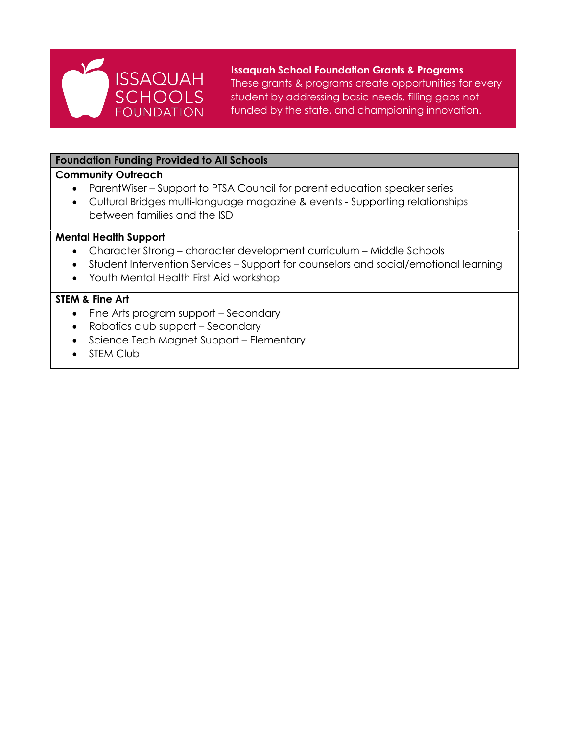ISSAQUAH SCHOOLS FOUNDATION

**Issaquah School Foundation Grants & Programs**
These grants & programs create opportunities for every student by addressing basic needs, filling gaps not funded by the state, and championing innovation.

## Foundation Funding Provided to All Schools

### Community Outreach

- ParentWiser – Support to PTSA Council for parent education speaker series
- Cultural Bridges multi-language magazine & events - Supporting relationships between families and the ISD

### Mental Health Support

- Character Strong – character development curriculum – Middle Schools
- Student Intervention Services – Support for counselors and social/emotional learning
- Youth Mental Health First Aid workshop

### STEM & Fine Art

- Fine Arts program support – Secondary
- Robotics club support – Secondary
- Science Tech Magnet Support – Elementary
- STEM Club